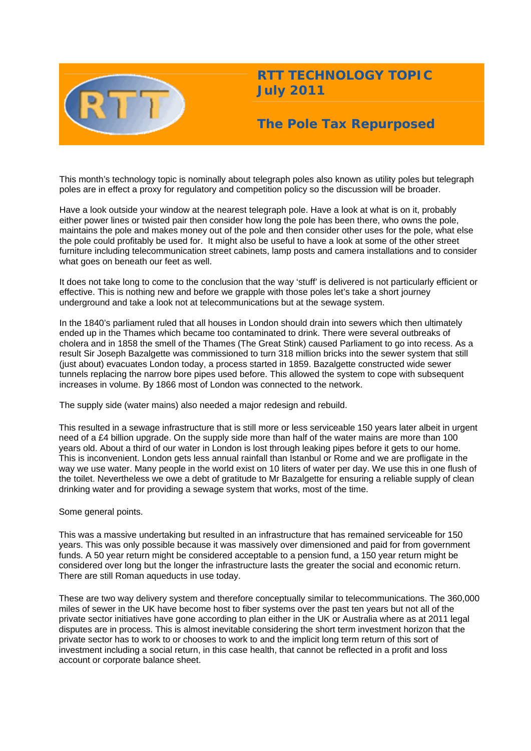# RTT TECHNOLOGY TOPIC July 2011

## The Pole Tax Repurposed

This month's technology topic is nominally about telegraph poles also known as utility poles but telegraph poles are in effect a proxy for regulatory and competition policy so the discussion will be broader.

Have a look outside your window at the nearest telegraph pole. Have a look at what is on it, probably either power lines or twisted pair then consider how long the pole has been there, who owns the pole, maintains the pole and makes money out of the pole and then consider other uses for the pole, what else the pole could profitably be used for. It might also be useful to have a look at some of the other street furniture including telecommunication street cabinets, lamp posts and camera installations and to consider what goes on beneath our feet as well.

It does not take long to come to the conclusion that the way 'stuff' is delivered is not particularly efficient or effective. This is nothing new and before we grapple with those poles let's take a short journey underground and take a look not at telecommunications but at the sewage system.

In the 1840's parliament ruled that all houses in London should drain into sewers which then ultimately ended up in the Thames which became too contaminated to drink. There were several outbreaks of cholera and in 1858 the smell of the Thames (The Great Stink) caused Parliament to go into recess. As a result Sir Joseph Bazalgette was commissioned to turn 318 million bricks into the sewer system that still (just about) evacuates London today, a process started in 1859. Bazalgette constructed wide sewer tunnels replacing the narrow bore pipes used before. This allowed the system to cope with subsequent increases in volume. By 1866 most of London was connected to the network.

The supply side (water mains) also needed a major redesign and rebuild.

This resulted in a sewage infrastructure that is still more or less serviceable 150 years later albeit in urgent need of a £4 billion upgrade. On the supply side more than half of the water mains are more than 100 years old. About a third of our water in London is lost through leaking pipes before it gets to our home. This is inconvenient. London gets less annual rainfall than Istanbul or Rome and we are profligate in the way we use water. Many people in the world exist on 10 liters of water per day. We use this in one flush of the toilet. Nevertheless we owe a debt of gratitude to Mr Bazalgette for ensuring a reliable supply of clean drinking water and for providing a sewage system that works, most of the time.

Some general points.

This was a massive undertaking but resulted in an infrastructure that has remained serviceable for 150 years. This was only possible because it was massively over dimensioned and paid for from government funds. A 50 year return might be considered acceptable to a pension fund, a 150 year return might be considered over long but the longer the infrastructure lasts the greater the social and economic return. There are still Roman aqueducts in use today.

These are two way delivery system and therefore conceptually similar to telecommunications. The 360,000 miles of sewer in the UK have become host to fiber systems over the past ten years but not all of the private sector initiatives have gone according to plan either in the UK or Australia where as at 2011 legal disputes are in process. This is almost inevitable considering the short term investment horizon that the private sector has to work to or chooses to work to and the implicit long term return of this sort of investment including a social return, in this case health, that cannot be reflected in a profit and loss account or corporate balance sheet.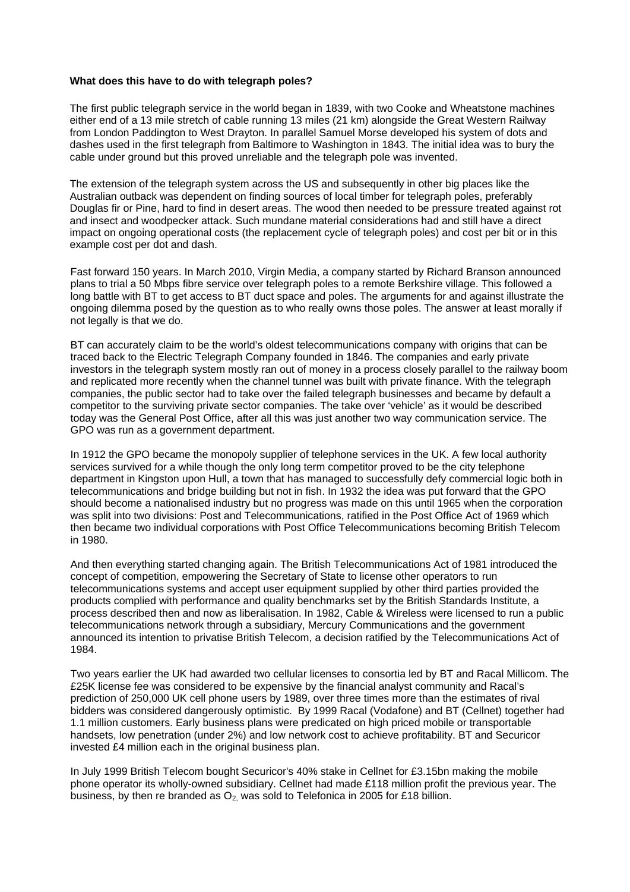**What does this have to do with telegraph poles?**

The first public telegraph service in the world began in 1839, with two Cooke and Wheatstone machines either end of a 13 mile stretch of cable running 13 miles (21 km) alongside the Great Western Railway from London Paddington to West Drayton. In parallel Samuel Morse developed his system of dots and dashes used in the first telegraph from Baltimore to Washington in 1843. The initial idea was to bury the cable under ground but this proved unreliable and the telegraph pole was invented.

The extension of the telegraph system across the US and subsequently in other big places like the Australian outback was dependent on finding sources of local timber for telegraph poles, preferably Douglas fir or Pine, hard to find in desert areas. The wood then needed to be pressure treated against rot and insect and woodpecker attack. Such mundane material considerations had and still have a direct impact on ongoing operational costs (the replacement cycle of telegraph poles) and cost per bit or in this example cost per dot and dash.

Fast forward 150 years. In March 2010, Virgin Media, a company started by Richard Branson announced plans to trial a 50 Mbps fibre service over telegraph poles to a remote Berkshire village. This followed a long battle with BT to get access to BT duct space and poles. The arguments for and against illustrate the ongoing dilemma posed by the question as to who really owns those poles. The answer at least morally if not legally is that we do.

BT can accurately claim to be the world's oldest telecommunications company with origins that can be traced back to the Electric Telegraph Company founded in 1846. The companies and early private investors in the telegraph system mostly ran out of money in a process closely parallel to the railway boom and replicated more recently when the channel tunnel was built with private finance. With the telegraph companies, the public sector had to take over the failed telegraph businesses and became by default a competitor to the surviving private sector companies. The take over 'vehicle' as it would be described today was the General Post Office, after all this was just another two way communication service. The GPO was run as a government department.

In 1912 the GPO became the monopoly supplier of telephone services in the UK. A few local authority services survived for a while though the only long term competitor proved to be the city telephone department in Kingston upon Hull, a town that has managed to successfully defy commercial logic both in telecommunications and bridge building but not in fish. In 1932 the idea was put forward that the GPO should become a nationalised industry but no progress was made on this until 1965 when the corporation was split into two divisions: Post and Telecommunications, ratified in the Post Office Act of 1969 which then became two individual corporations with Post Office Telecommunications becoming British Telecom in 1980.

And then everything started changing again. The British Telecommunications Act of 1981 introduced the concept of competition, empowering the Secretary of State to license other operators to run telecommunications systems and accept user equipment supplied by other third parties provided the products complied with performance and quality benchmarks set by the British Standards Institute, a process described then and now as liberalisation. In 1982, Cable & Wireless were licensed to run a public telecommunications network through a subsidiary, Mercury Communications and the government announced its intention to privatise British Telecom, a decision ratified by the Telecommunications Act of 1984.

Two years earlier the UK had awarded two cellular licenses to consortia led by BT and Racal Millicom. The £25K license fee was considered to be expensive by the financial analyst community and Racal's prediction of 250,000 UK cell phone users by 1989, over three times more than the estimates of rival bidders was considered dangerously optimistic. By 1999 Racal (Vodafone) and BT (Cellnet) together had 1.1 million customers. Early business plans were predicated on high priced mobile or transportable handsets, low penetration (under 2%) and low network cost to achieve profitability. BT and Securicor invested £4 million each in the original business plan.

In July 1999 British Telecom bought Securicor's 40% stake in Cellnet for £3.15bn making the mobile phone operator its wholly-owned subsidiary. Cellnet had made £118 million profit the previous year. The business, by then re branded as $O_2$, was sold to Telefonica in 2005 for £18 billion.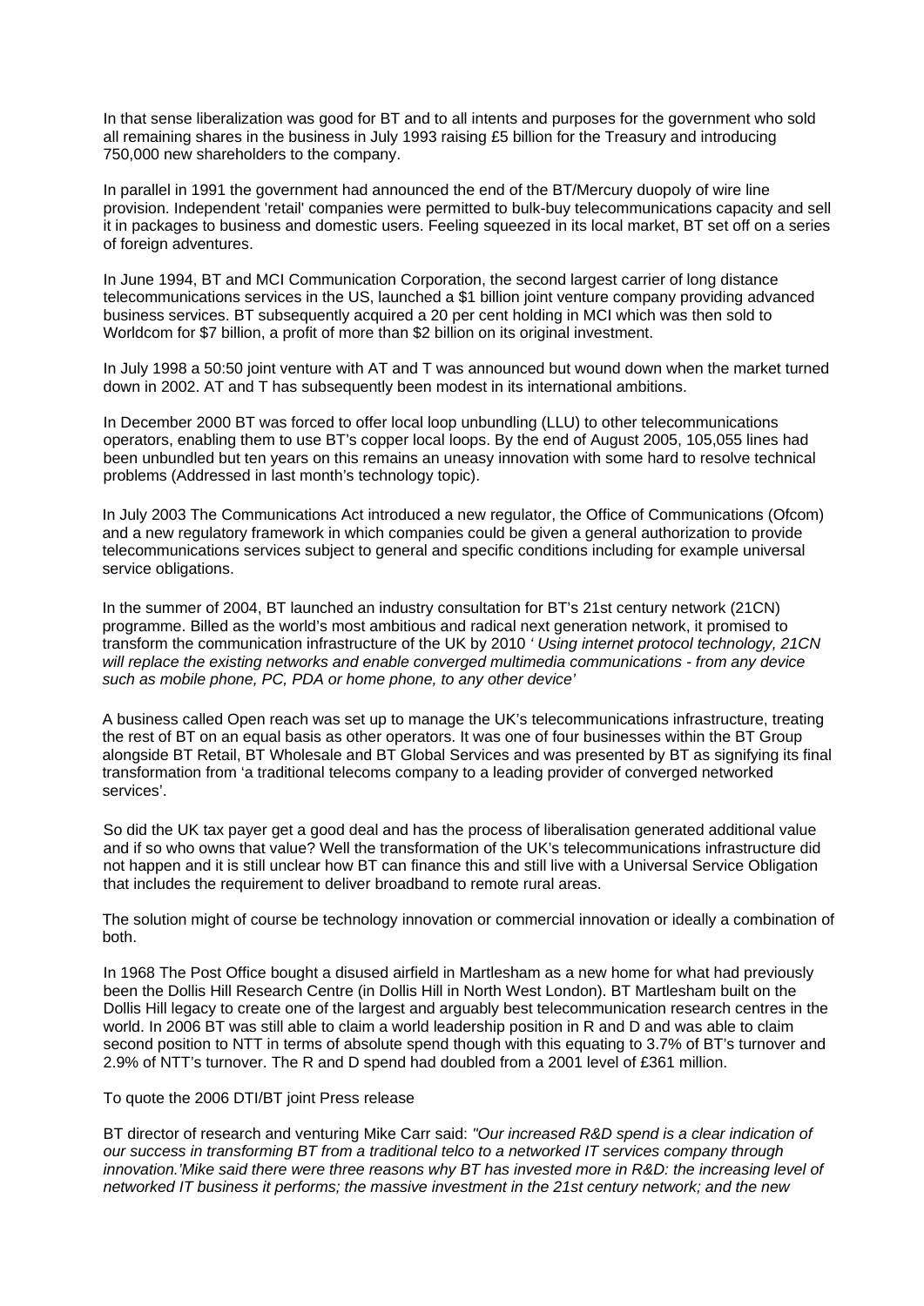In that sense liberalization was good for BT and to all intents and purposes for the government who sold all remaining shares in the business in July 1993 raising £5 billion for the Treasury and introducing 750,000 new shareholders to the company.

In parallel in 1991 the government had announced the end of the BT/Mercury duopoly of wire line provision. Independent 'retail' companies were permitted to bulk-buy telecommunications capacity and sell it in packages to business and domestic users. Feeling squeezed in its local market, BT set off on a series of foreign adventures.

In June 1994, BT and MCI Communication Corporation, the second largest carrier of long distance telecommunications services in the US, launched a $1 billion joint venture company providing advanced business services. BT subsequently acquired a 20 per cent holding in MCI which was then sold to Worldcom for $7 billion, a profit of more than $2 billion on its original investment.

In July 1998 a 50:50 joint venture with AT and T was announced but wound down when the market turned down in 2002. AT and T has subsequently been modest in its international ambitions.

In December 2000 BT was forced to offer local loop unbundling (LLU) to other telecommunications operators, enabling them to use BT's copper local loops. By the end of August 2005, 105,055 lines had been unbundled but ten years on this remains an uneasy innovation with some hard to resolve technical problems (Addressed in last month's technology topic).

In July 2003 The Communications Act introduced a new regulator, the Office of Communications (Ofcom) and a new regulatory framework in which companies could be given a general authorization to provide telecommunications services subject to general and specific conditions including for example universal service obligations.

In the summer of 2004, BT launched an industry consultation for BT's 21st century network (21CN) programme. Billed as the world's most ambitious and radical next generation network, it promised to transform the communication infrastructure of the UK by 2010 *' Using internet protocol technology, 21CN will replace the existing networks and enable converged multimedia communications - from any device such as mobile phone, PC, PDA or home phone, to any other device'*

A business called Open reach was set up to manage the UK's telecommunications infrastructure, treating the rest of BT on an equal basis as other operators. It was one of four businesses within the BT Group alongside BT Retail, BT Wholesale and BT Global Services and was presented by BT as signifying its final transformation from 'a traditional telecoms company to a leading provider of converged networked services'.

So did the UK tax payer get a good deal and has the process of liberalisation generated additional value and if so who owns that value? Well the transformation of the UK's telecommunications infrastructure did not happen and it is still unclear how BT can finance this and still live with a Universal Service Obligation that includes the requirement to deliver broadband to remote rural areas.

The solution might of course be technology innovation or commercial innovation or ideally a combination of both.

In 1968 The Post Office bought a disused airfield in Martlesham as a new home for what had previously been the Dollis Hill Research Centre (in Dollis Hill in North West London). BT Martlesham built on the Dollis Hill legacy to create one of the largest and arguably best telecommunication research centres in the world. In 2006 BT was still able to claim a world leadership position in R and D and was able to claim second position to NTT in terms of absolute spend though with this equating to 3.7% of BT's turnover and 2.9% of NTT's turnover. The R and D spend had doubled from a 2001 level of £361 million.

To quote the 2006 DTI/BT joint Press release

BT director of research and venturing Mike Carr said: *"Our increased R&D spend is a clear indication of our success in transforming BT from a traditional telco to a networked IT services company through innovation.'Mike said there were three reasons why BT has invested more in R&D: the increasing level of networked IT business it performs; the massive investment in the 21st century network; and the new*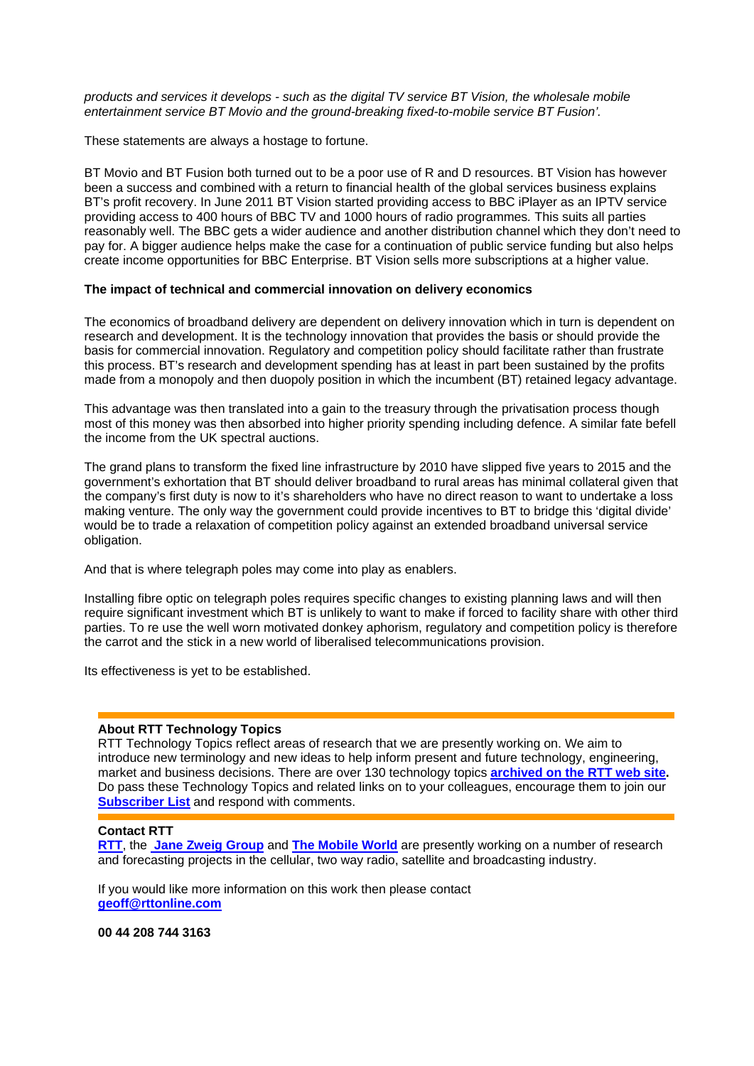*products and services it develops - such as the digital TV service BT Vision, the wholesale mobile entertainment service BT Movio and the ground-breaking fixed-to-mobile service BT Fusion'.*

These statements are always a hostage to fortune.

BT Movio and BT Fusion both turned out to be a poor use of R and D resources. BT Vision has however been a success and combined with a return to financial health of the global services business explains BT's profit recovery. In June 2011 BT Vision started providing access to BBC iPlayer as an IPTV service providing access to 400 hours of BBC TV and 1000 hours of radio programmes. This suits all parties reasonably well. The BBC gets a wider audience and another distribution channel which they don't need to pay for. A bigger audience helps make the case for a continuation of public service funding but also helps create income opportunities for BBC Enterprise. BT Vision sells more subscriptions at a higher value.

**The impact of technical and commercial innovation on delivery economics**

The economics of broadband delivery are dependent on delivery innovation which in turn is dependent on research and development. It is the technology innovation that provides the basis or should provide the basis for commercial innovation. Regulatory and competition policy should facilitate rather than frustrate this process. BT's research and development spending has at least in part been sustained by the profits made from a monopoly and then duopoly position in which the incumbent (BT) retained legacy advantage.

This advantage was then translated into a gain to the treasury through the privatisation process though most of this money was then absorbed into higher priority spending including defence. A similar fate befell the income from the UK spectral auctions.

The grand plans to transform the fixed line infrastructure by 2010 have slipped five years to 2015 and the government's exhortation that BT should deliver broadband to rural areas has minimal collateral given that the company's first duty is now to it's shareholders who have no direct reason to want to undertake a loss making venture. The only way the government could provide incentives to BT to bridge this 'digital divide' would be to trade a relaxation of competition policy against an extended broadband universal service obligation.

And that is where telegraph poles may come into play as enablers.

Installing fibre optic on telegraph poles requires specific changes to existing planning laws and will then require significant investment which BT is unlikely to want to make if forced to facility share with other third parties. To re use the well worn motivated donkey aphorism, regulatory and competition policy is therefore the carrot and the stick in a new world of liberalised telecommunications provision.

Its effectiveness is yet to be established.

---

**About RTT Technology Topics**
RTT Technology Topics reflect areas of research that we are presently working on. We aim to introduce new terminology and new ideas to help inform present and future technology, engineering, market and business decisions. There are over 130 technology topics **archived on the RTT web site.** Do pass these Technology Topics and related links on to your colleagues, encourage them to join our **Subscriber List** and respond with comments.

---

**Contact RTT**
**RTT**, the **Jane Zweig Group** and **The Mobile World** are presently working on a number of research and forecasting projects in the cellular, two way radio, satellite and broadcasting industry.

If you would like more information on this work then please contact
**geoff@rttonline.com**

**00 44 208 744 3163**